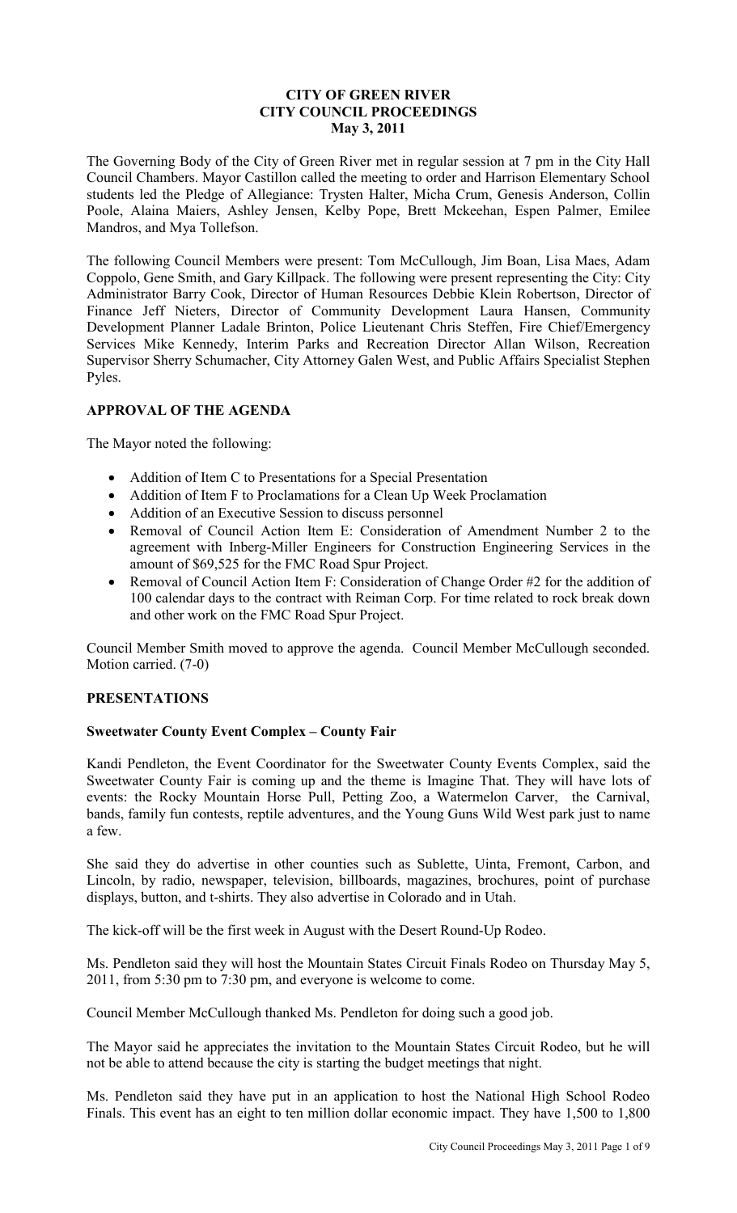# CITY OF GREEN RIVER
# CITY COUNCIL PROCEEDINGS
# May 3, 2011

The Governing Body of the City of Green River met in regular session at 7 pm in the City Hall Council Chambers. Mayor Castillon called the meeting to order and Harrison Elementary School students led the Pledge of Allegiance: Trysten Halter, Micha Crum, Genesis Anderson, Collin Poole, Alaina Maiers, Ashley Jensen, Kelby Pope, Brett Mckeehan, Espen Palmer, Emilee Mandros, and Mya Tollefson.

The following Council Members were present: Tom McCullough, Jim Boan, Lisa Maes, Adam Coppolo, Gene Smith, and Gary Killpack. The following were present representing the City: City Administrator Barry Cook, Director of Human Resources Debbie Klein Robertson, Director of Finance Jeff Nieters, Director of Community Development Laura Hansen, Community Development Planner Ladale Brinton, Police Lieutenant Chris Steffen, Fire Chief/Emergency Services Mike Kennedy, Interim Parks and Recreation Director Allan Wilson, Recreation Supervisor Sherry Schumacher, City Attorney Galen West, and Public Affairs Specialist Stephen Pyles.

## APPROVAL OF THE AGENDA

The Mayor noted the following:

- Addition of Item C to Presentations for a Special Presentation
- Addition of Item F to Proclamations for a Clean Up Week Proclamation
- Addition of an Executive Session to discuss personnel
- Removal of Council Action Item E: Consideration of Amendment Number 2 to the agreement with Inberg-Miller Engineers for Construction Engineering Services in the amount of $69,525 for the FMC Road Spur Project.
- Removal of Council Action Item F: Consideration of Change Order #2 for the addition of 100 calendar days to the contract with Reiman Corp. For time related to rock break down and other work on the FMC Road Spur Project.

Council Member Smith moved to approve the agenda. Council Member McCullough seconded. Motion carried. (7-0)

## PRESENTATIONS

### Sweetwater County Event Complex – County Fair

Kandi Pendleton, the Event Coordinator for the Sweetwater County Events Complex, said the Sweetwater County Fair is coming up and the theme is Imagine That. They will have lots of events: the Rocky Mountain Horse Pull, Petting Zoo, a Watermelon Carver, the Carnival, bands, family fun contests, reptile adventures, and the Young Guns Wild West park just to name a few.

She said they do advertise in other counties such as Sublette, Uinta, Fremont, Carbon, and Lincoln, by radio, newspaper, television, billboards, magazines, brochures, point of purchase displays, button, and t-shirts. They also advertise in Colorado and in Utah.

The kick-off will be the first week in August with the Desert Round-Up Rodeo.

Ms. Pendleton said they will host the Mountain States Circuit Finals Rodeo on Thursday May 5, 2011, from 5:30 pm to 7:30 pm, and everyone is welcome to come.

Council Member McCullough thanked Ms. Pendleton for doing such a good job.

The Mayor said he appreciates the invitation to the Mountain States Circuit Rodeo, but he will not be able to attend because the city is starting the budget meetings that night.

Ms. Pendleton said they have put in an application to host the National High School Rodeo Finals. This event has an eight to ten million dollar economic impact. They have 1,500 to 1,800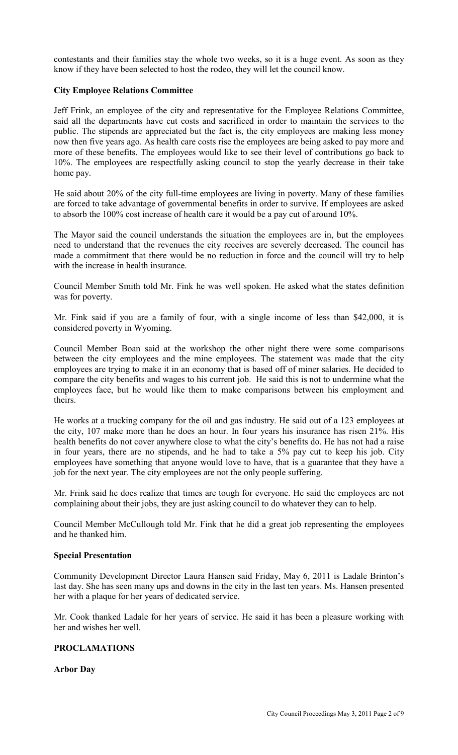contestants and their families stay the whole two weeks, so it is a huge event. As soon as they know if they have been selected to host the rodeo, they will let the council know.

**City Employee Relations Committee**

Jeff Frink, an employee of the city and representative for the Employee Relations Committee, said all the departments have cut costs and sacrificed in order to maintain the services to the public. The stipends are appreciated but the fact is, the city employees are making less money now then five years ago. As health care costs rise the employees are being asked to pay more and more of these benefits. The employees would like to see their level of contributions go back to 10%. The employees are respectfully asking council to stop the yearly decrease in their take home pay.

He said about 20% of the city full-time employees are living in poverty. Many of these families are forced to take advantage of governmental benefits in order to survive. If employees are asked to absorb the 100% cost increase of health care it would be a pay cut of around 10%.

The Mayor said the council understands the situation the employees are in, but the employees need to understand that the revenues the city receives are severely decreased. The council has made a commitment that there would be no reduction in force and the council will try to help with the increase in health insurance.

Council Member Smith told Mr. Fink he was well spoken. He asked what the states definition was for poverty.

Mr. Fink said if you are a family of four, with a single income of less than $42,000, it is considered poverty in Wyoming.

Council Member Boan said at the workshop the other night there were some comparisons between the city employees and the mine employees. The statement was made that the city employees are trying to make it in an economy that is based off of miner salaries. He decided to compare the city benefits and wages to his current job. He said this is not to undermine what the employees face, but he would like them to make comparisons between his employment and theirs.

He works at a trucking company for the oil and gas industry. He said out of a 123 employees at the city, 107 make more than he does an hour. In four years his insurance has risen 21%. His health benefits do not cover anywhere close to what the city's benefits do. He has not had a raise in four years, there are no stipends, and he had to take a 5% pay cut to keep his job. City employees have something that anyone would love to have, that is a guarantee that they have a job for the next year. The city employees are not the only people suffering.

Mr. Frink said he does realize that times are tough for everyone. He said the employees are not complaining about their jobs, they are just asking council to do whatever they can to help.

Council Member McCullough told Mr. Fink that he did a great job representing the employees and he thanked him.

**Special Presentation**

Community Development Director Laura Hansen said Friday, May 6, 2011 is Ladale Brinton's last day. She has seen many ups and downs in the city in the last ten years. Ms. Hansen presented her with a plaque for her years of dedicated service.

Mr. Cook thanked Ladale for her years of service. He said it has been a pleasure working with her and wishes her well.

**PROCLAMATIONS**

**Arbor Day**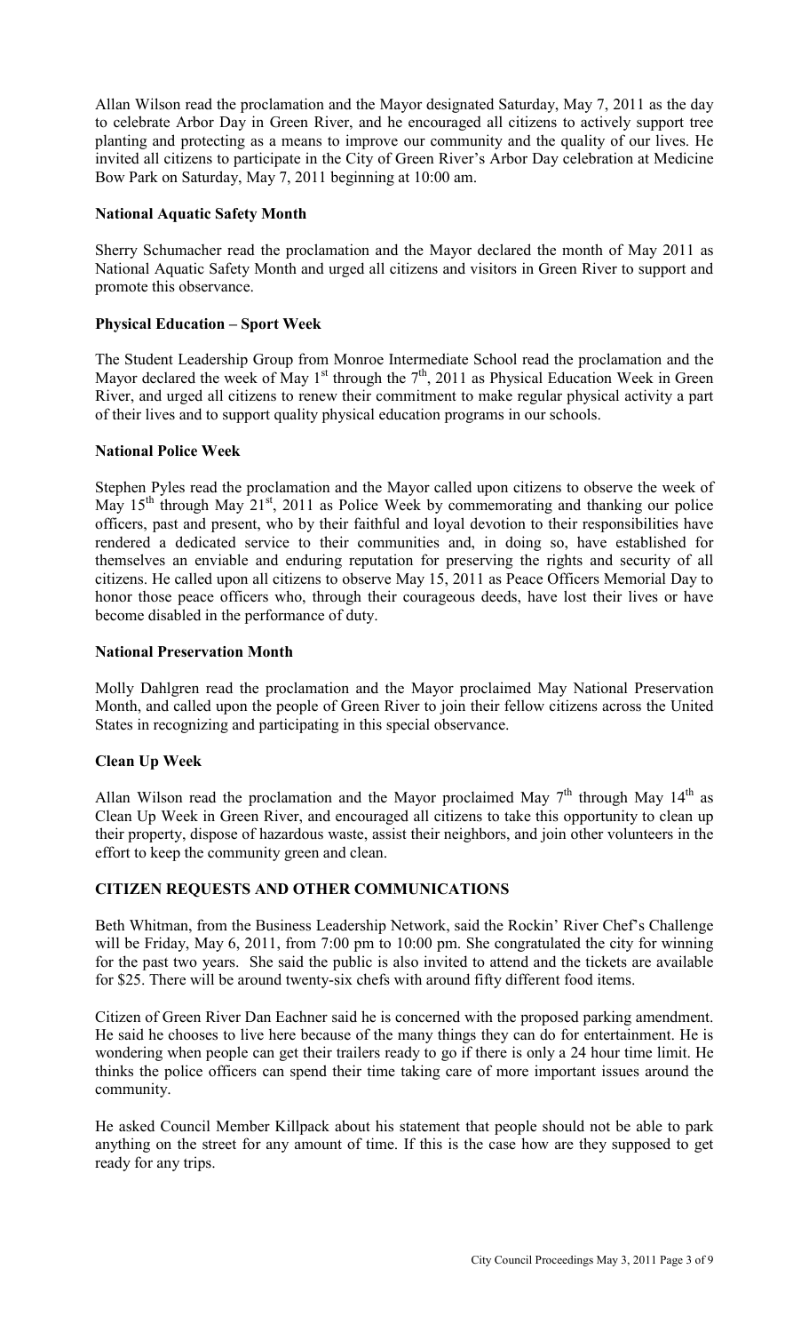Allan Wilson read the proclamation and the Mayor designated Saturday, May 7, 2011 as the day to celebrate Arbor Day in Green River, and he encouraged all citizens to actively support tree planting and protecting as a means to improve our community and the quality of our lives. He invited all citizens to participate in the City of Green River's Arbor Day celebration at Medicine Bow Park on Saturday, May 7, 2011 beginning at 10:00 am.

**National Aquatic Safety Month**

Sherry Schumacher read the proclamation and the Mayor declared the month of May 2011 as National Aquatic Safety Month and urged all citizens and visitors in Green River to support and promote this observance.

**Physical Education – Sport Week**

The Student Leadership Group from Monroe Intermediate School read the proclamation and the Mayor declared the week of May 1st through the 7th, 2011 as Physical Education Week in Green River, and urged all citizens to renew their commitment to make regular physical activity a part of their lives and to support quality physical education programs in our schools.

**National Police Week**

Stephen Pyles read the proclamation and the Mayor called upon citizens to observe the week of May 15th through May 21st, 2011 as Police Week by commemorating and thanking our police officers, past and present, who by their faithful and loyal devotion to their responsibilities have rendered a dedicated service to their communities and, in doing so, have established for themselves an enviable and enduring reputation for preserving the rights and security of all citizens. He called upon all citizens to observe May 15, 2011 as Peace Officers Memorial Day to honor those peace officers who, through their courageous deeds, have lost their lives or have become disabled in the performance of duty.

**National Preservation Month**

Molly Dahlgren read the proclamation and the Mayor proclaimed May National Preservation Month, and called upon the people of Green River to join their fellow citizens across the United States in recognizing and participating in this special observance.

**Clean Up Week**

Allan Wilson read the proclamation and the Mayor proclaimed May 7th through May 14th as Clean Up Week in Green River, and encouraged all citizens to take this opportunity to clean up their property, dispose of hazardous waste, assist their neighbors, and join other volunteers in the effort to keep the community green and clean.

## CITIZEN REQUESTS AND OTHER COMMUNICATIONS

Beth Whitman, from the Business Leadership Network, said the Rockin' River Chef's Challenge will be Friday, May 6, 2011, from 7:00 pm to 10:00 pm. She congratulated the city for winning for the past two years. She said the public is also invited to attend and the tickets are available for $25. There will be around twenty-six chefs with around fifty different food items.

Citizen of Green River Dan Eachner said he is concerned with the proposed parking amendment. He said he chooses to live here because of the many things they can do for entertainment. He is wondering when people can get their trailers ready to go if there is only a 24 hour time limit. He thinks the police officers can spend their time taking care of more important issues around the community.

He asked Council Member Killpack about his statement that people should not be able to park anything on the street for any amount of time. If this is the case how are they supposed to get ready for any trips.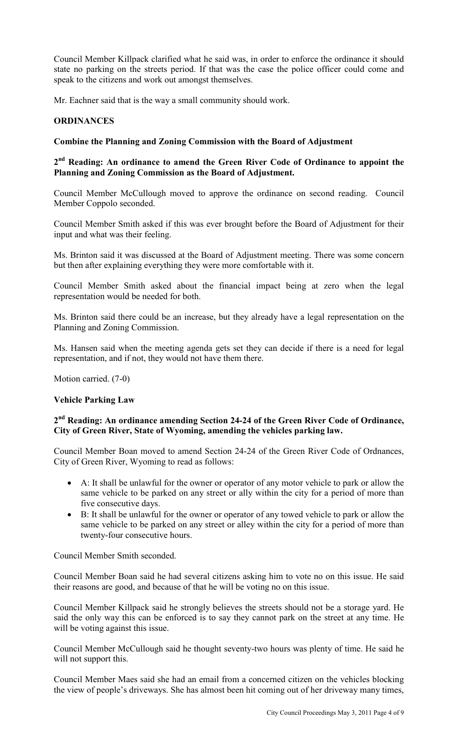Council Member Killpack clarified what he said was, in order to enforce the ordinance it should state no parking on the streets period. If that was the case the police officer could come and speak to the citizens and work out amongst themselves.

Mr. Eachner said that is the way a small community should work.

**ORDINANCES**

**Combine the Planning and Zoning Commission with the Board of Adjustment**

**2nd Reading: An ordinance to amend the Green River Code of Ordinance to appoint the Planning and Zoning Commission as the Board of Adjustment.**

Council Member McCullough moved to approve the ordinance on second reading. Council Member Coppolo seconded.

Council Member Smith asked if this was ever brought before the Board of Adjustment for their input and what was their feeling.

Ms. Brinton said it was discussed at the Board of Adjustment meeting. There was some concern but then after explaining everything they were more comfortable with it.

Council Member Smith asked about the financial impact being at zero when the legal representation would be needed for both.

Ms. Brinton said there could be an increase, but they already have a legal representation on the Planning and Zoning Commission.

Ms. Hansen said when the meeting agenda gets set they can decide if there is a need for legal representation, and if not, they would not have them there.

Motion carried. (7-0)

**Vehicle Parking Law**

**2nd Reading: An ordinance amending Section 24-24 of the Green River Code of Ordinance, City of Green River, State of Wyoming, amending the vehicles parking law.**

Council Member Boan moved to amend Section 24-24 of the Green River Code of Ordnances, City of Green River, Wyoming to read as follows:

- A: It shall be unlawful for the owner or operator of any motor vehicle to park or allow the same vehicle to be parked on any street or ally within the city for a period of more than five consecutive days.
- B: It shall be unlawful for the owner or operator of any towed vehicle to park or allow the same vehicle to be parked on any street or alley within the city for a period of more than twenty-four consecutive hours.

Council Member Smith seconded.

Council Member Boan said he had several citizens asking him to vote no on this issue. He said their reasons are good, and because of that he will be voting no on this issue.

Council Member Killpack said he strongly believes the streets should not be a storage yard. He said the only way this can be enforced is to say they cannot park on the street at any time. He will be voting against this issue.

Council Member McCullough said he thought seventy-two hours was plenty of time. He said he will not support this.

Council Member Maes said she had an email from a concerned citizen on the vehicles blocking the view of people's driveways. She has almost been hit coming out of her driveway many times,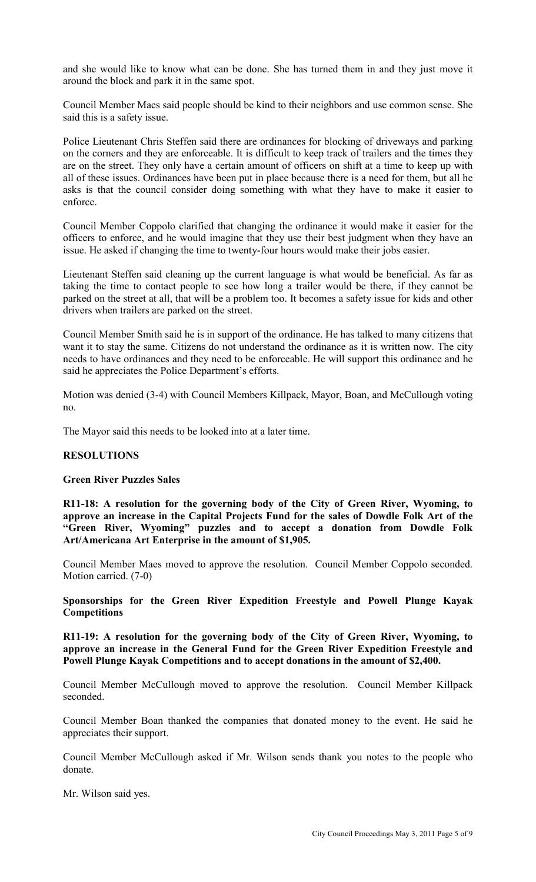and she would like to know what can be done. She has turned them in and they just move it around the block and park it in the same spot.

Council Member Maes said people should be kind to their neighbors and use common sense. She said this is a safety issue.

Police Lieutenant Chris Steffen said there are ordinances for blocking of driveways and parking on the corners and they are enforceable. It is difficult to keep track of trailers and the times they are on the street. They only have a certain amount of officers on shift at a time to keep up with all of these issues. Ordinances have been put in place because there is a need for them, but all he asks is that the council consider doing something with what they have to make it easier to enforce.

Council Member Coppolo clarified that changing the ordinance it would make it easier for the officers to enforce, and he would imagine that they use their best judgment when they have an issue. He asked if changing the time to twenty-four hours would make their jobs easier.

Lieutenant Steffen said cleaning up the current language is what would be beneficial. As far as taking the time to contact people to see how long a trailer would be there, if they cannot be parked on the street at all, that will be a problem too. It becomes a safety issue for kids and other drivers when trailers are parked on the street.

Council Member Smith said he is in support of the ordinance. He has talked to many citizens that want it to stay the same. Citizens do not understand the ordinance as it is written now. The city needs to have ordinances and they need to be enforceable. He will support this ordinance and he said he appreciates the Police Department's efforts.

Motion was denied (3-4) with Council Members Killpack, Mayor, Boan, and McCullough voting no.

The Mayor said this needs to be looked into at a later time.

**RESOLUTIONS**

**Green River Puzzles Sales**

**R11-18: A resolution for the governing body of the City of Green River, Wyoming, to approve an increase in the Capital Projects Fund for the sales of Dowdle Folk Art of the "Green River, Wyoming" puzzles and to accept a donation from Dowdle Folk Art/Americana Art Enterprise in the amount of $1,905.**

Council Member Maes moved to approve the resolution. Council Member Coppolo seconded. Motion carried. (7-0)

**Sponsorships for the Green River Expedition Freestyle and Powell Plunge Kayak Competitions**

**R11-19: A resolution for the governing body of the City of Green River, Wyoming, to approve an increase in the General Fund for the Green River Expedition Freestyle and Powell Plunge Kayak Competitions and to accept donations in the amount of $2,400.**

Council Member McCullough moved to approve the resolution. Council Member Killpack seconded.

Council Member Boan thanked the companies that donated money to the event. He said he appreciates their support.

Council Member McCullough asked if Mr. Wilson sends thank you notes to the people who donate.

Mr. Wilson said yes.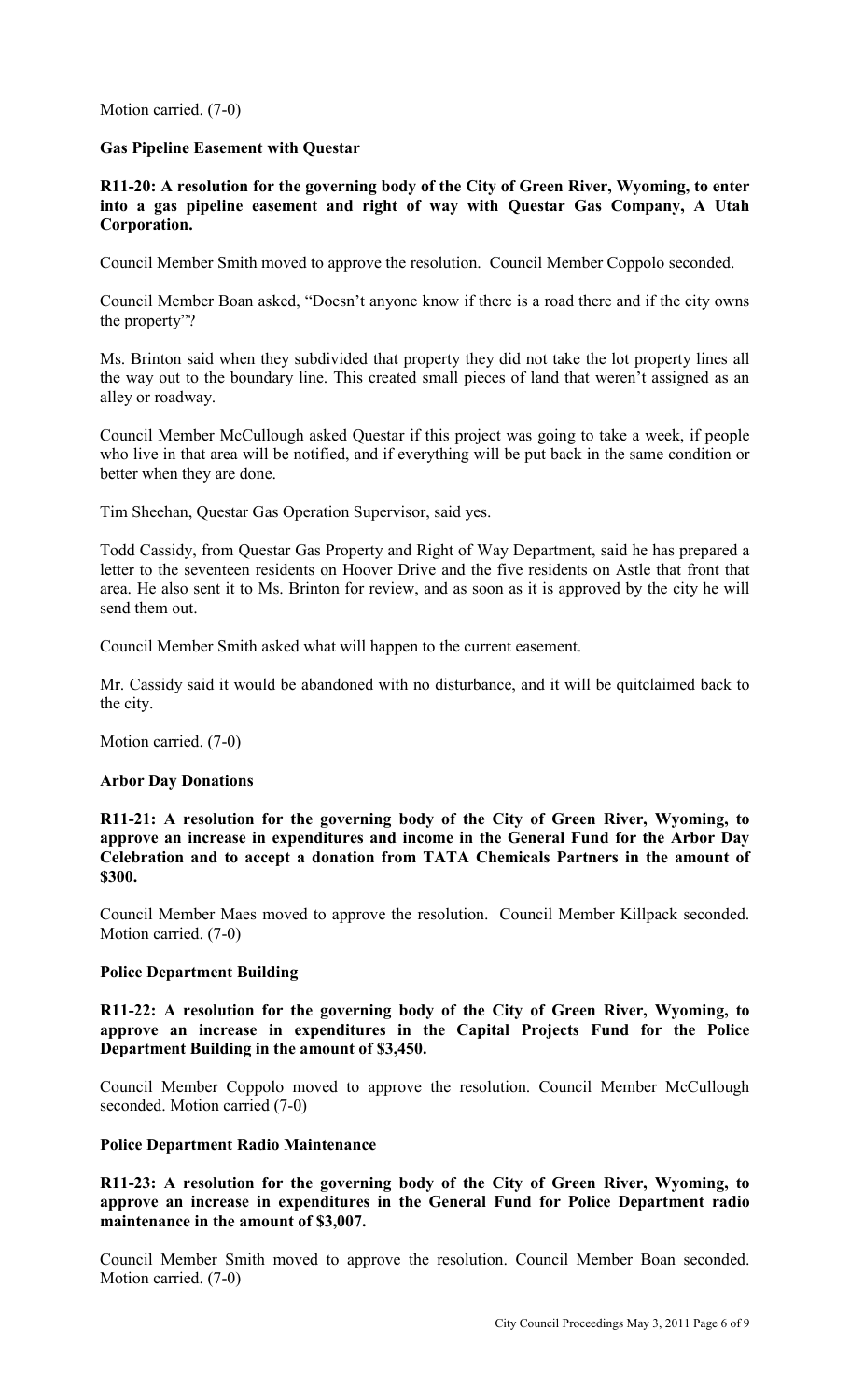Motion carried. (7-0)

**Gas Pipeline Easement with Questar**

**R11-20: A resolution for the governing body of the City of Green River, Wyoming, to enter into a gas pipeline easement and right of way with Questar Gas Company, A Utah Corporation.**

Council Member Smith moved to approve the resolution. Council Member Coppolo seconded.

Council Member Boan asked, "Doesn't anyone know if there is a road there and if the city owns the property"?

Ms. Brinton said when they subdivided that property they did not take the lot property lines all the way out to the boundary line. This created small pieces of land that weren't assigned as an alley or roadway.

Council Member McCullough asked Questar if this project was going to take a week, if people who live in that area will be notified, and if everything will be put back in the same condition or better when they are done.

Tim Sheehan, Questar Gas Operation Supervisor, said yes.

Todd Cassidy, from Questar Gas Property and Right of Way Department, said he has prepared a letter to the seventeen residents on Hoover Drive and the five residents on Astle that front that area. He also sent it to Ms. Brinton for review, and as soon as it is approved by the city he will send them out.

Council Member Smith asked what will happen to the current easement.

Mr. Cassidy said it would be abandoned with no disturbance, and it will be quitclaimed back to the city.

Motion carried. (7-0)

**Arbor Day Donations**

**R11-21: A resolution for the governing body of the City of Green River, Wyoming, to approve an increase in expenditures and income in the General Fund for the Arbor Day Celebration and to accept a donation from TATA Chemicals Partners in the amount of $300.**

Council Member Maes moved to approve the resolution. Council Member Killpack seconded. Motion carried. (7-0)

**Police Department Building**

**R11-22: A resolution for the governing body of the City of Green River, Wyoming, to approve an increase in expenditures in the Capital Projects Fund for the Police Department Building in the amount of $3,450.**

Council Member Coppolo moved to approve the resolution. Council Member McCullough seconded. Motion carried (7-0)

**Police Department Radio Maintenance**

**R11-23: A resolution for the governing body of the City of Green River, Wyoming, to approve an increase in expenditures in the General Fund for Police Department radio maintenance in the amount of $3,007.**

Council Member Smith moved to approve the resolution. Council Member Boan seconded. Motion carried. (7-0)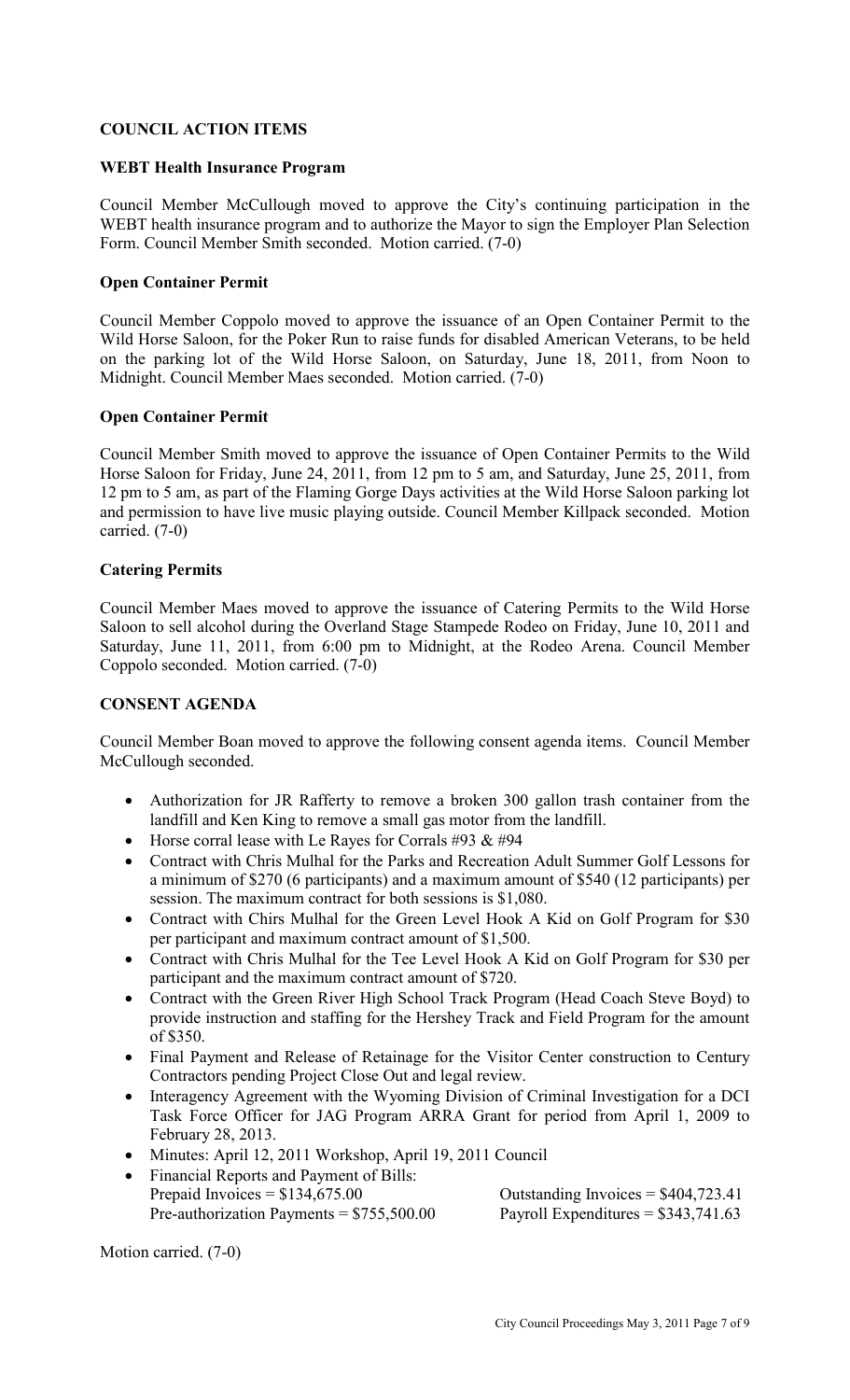**COUNCIL ACTION ITEMS**

**WEBT Health Insurance Program**

Council Member McCullough moved to approve the City's continuing participation in the WEBT health insurance program and to authorize the Mayor to sign the Employer Plan Selection Form. Council Member Smith seconded. Motion carried. (7-0)

**Open Container Permit**

Council Member Coppolo moved to approve the issuance of an Open Container Permit to the Wild Horse Saloon, for the Poker Run to raise funds for disabled American Veterans, to be held on the parking lot of the Wild Horse Saloon, on Saturday, June 18, 2011, from Noon to Midnight. Council Member Maes seconded. Motion carried. (7-0)

**Open Container Permit**

Council Member Smith moved to approve the issuance of Open Container Permits to the Wild Horse Saloon for Friday, June 24, 2011, from 12 pm to 5 am, and Saturday, June 25, 2011, from 12 pm to 5 am, as part of the Flaming Gorge Days activities at the Wild Horse Saloon parking lot and permission to have live music playing outside. Council Member Killpack seconded. Motion carried. (7-0)

**Catering Permits**

Council Member Maes moved to approve the issuance of Catering Permits to the Wild Horse Saloon to sell alcohol during the Overland Stage Stampede Rodeo on Friday, June 10, 2011 and Saturday, June 11, 2011, from 6:00 pm to Midnight, at the Rodeo Arena. Council Member Coppolo seconded. Motion carried. (7-0)

**CONSENT AGENDA**

Council Member Boan moved to approve the following consent agenda items. Council Member McCullough seconded.

- Authorization for JR Rafferty to remove a broken 300 gallon trash container from the landfill and Ken King to remove a small gas motor from the landfill.
- Horse corral lease with Le Rayes for Corrals #93 & #94
- Contract with Chris Mulhal for the Parks and Recreation Adult Summer Golf Lessons for a minimum of $270 (6 participants) and a maximum amount of $540 (12 participants) per session. The maximum contract for both sessions is $1,080.
- Contract with Chirs Mulhal for the Green Level Hook A Kid on Golf Program for $30 per participant and maximum contract amount of $1,500.
- Contract with Chris Mulhal for the Tee Level Hook A Kid on Golf Program for $30 per participant and the maximum contract amount of $720.
- Contract with the Green River High School Track Program (Head Coach Steve Boyd) to provide instruction and staffing for the Hershey Track and Field Program for the amount of $350.
- Final Payment and Release of Retainage for the Visitor Center construction to Century Contractors pending Project Close Out and legal review.
- Interagency Agreement with the Wyoming Division of Criminal Investigation for a DCI Task Force Officer for JAG Program ARRA Grant for period from April 1, 2009 to February 28, 2013.
- Minutes: April 12, 2011 Workshop, April 19, 2011 Council
- Financial Reports and Payment of Bills:
  Prepaid Invoices = $134,675.00 Outstanding Invoices = $404,723.41
  Pre-authorization Payments = $755,500.00 Payroll Expenditures = $343,741.63

Motion carried. (7-0)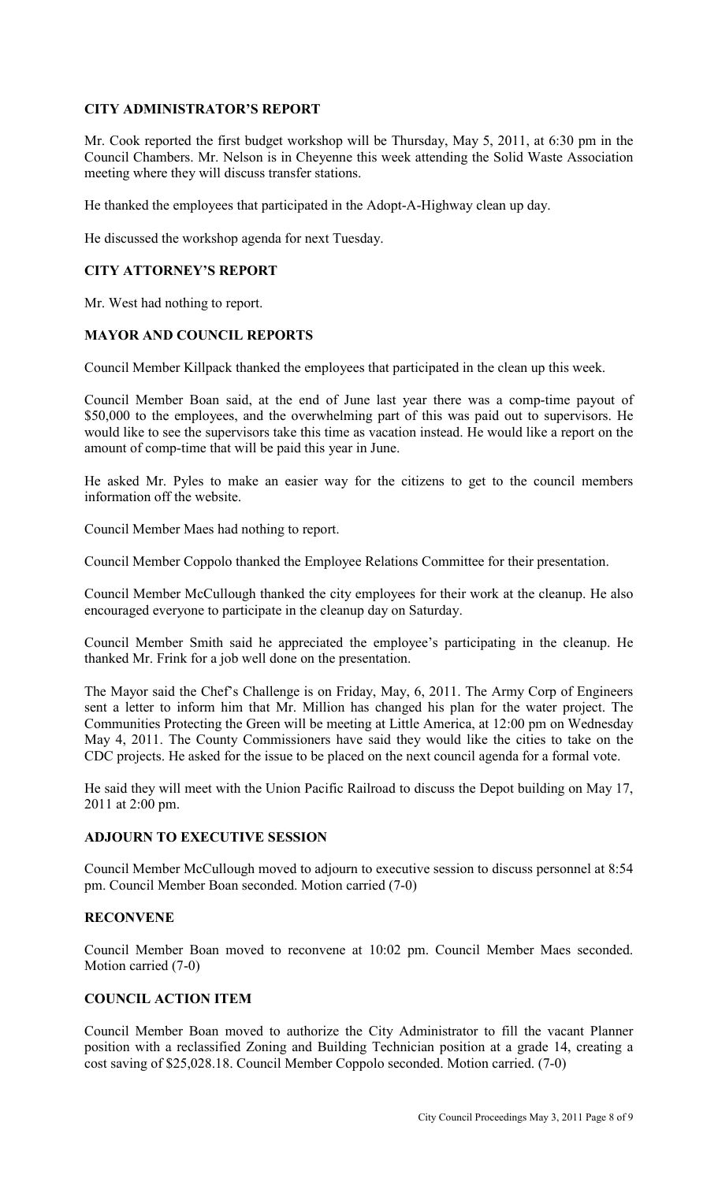## CITY ADMINISTRATOR'S REPORT

Mr. Cook reported the first budget workshop will be Thursday, May 5, 2011, at 6:30 pm in the Council Chambers. Mr. Nelson is in Cheyenne this week attending the Solid Waste Association meeting where they will discuss transfer stations.

He thanked the employees that participated in the Adopt-A-Highway clean up day.

He discussed the workshop agenda for next Tuesday.

## CITY ATTORNEY'S REPORT

Mr. West had nothing to report.

## MAYOR AND COUNCIL REPORTS

Council Member Killpack thanked the employees that participated in the clean up this week.

Council Member Boan said, at the end of June last year there was a comp-time payout of $50,000 to the employees, and the overwhelming part of this was paid out to supervisors. He would like to see the supervisors take this time as vacation instead. He would like a report on the amount of comp-time that will be paid this year in June.

He asked Mr. Pyles to make an easier way for the citizens to get to the council members information off the website.

Council Member Maes had nothing to report.

Council Member Coppolo thanked the Employee Relations Committee for their presentation.

Council Member McCullough thanked the city employees for their work at the cleanup. He also encouraged everyone to participate in the cleanup day on Saturday.

Council Member Smith said he appreciated the employee's participating in the cleanup. He thanked Mr. Frink for a job well done on the presentation.

The Mayor said the Chef's Challenge is on Friday, May, 6, 2011. The Army Corp of Engineers sent a letter to inform him that Mr. Million has changed his plan for the water project. The Communities Protecting the Green will be meeting at Little America, at 12:00 pm on Wednesday May 4, 2011. The County Commissioners have said they would like the cities to take on the CDC projects. He asked for the issue to be placed on the next council agenda for a formal vote.

He said they will meet with the Union Pacific Railroad to discuss the Depot building on May 17, 2011 at 2:00 pm.

## ADJOURN TO EXECUTIVE SESSION

Council Member McCullough moved to adjourn to executive session to discuss personnel at 8:54 pm. Council Member Boan seconded. Motion carried (7-0)

## RECONVENE

Council Member Boan moved to reconvene at 10:02 pm. Council Member Maes seconded. Motion carried (7-0)

## COUNCIL ACTION ITEM

Council Member Boan moved to authorize the City Administrator to fill the vacant Planner position with a reclassified Zoning and Building Technician position at a grade 14, creating a cost saving of $25,028.18. Council Member Coppolo seconded. Motion carried. (7-0)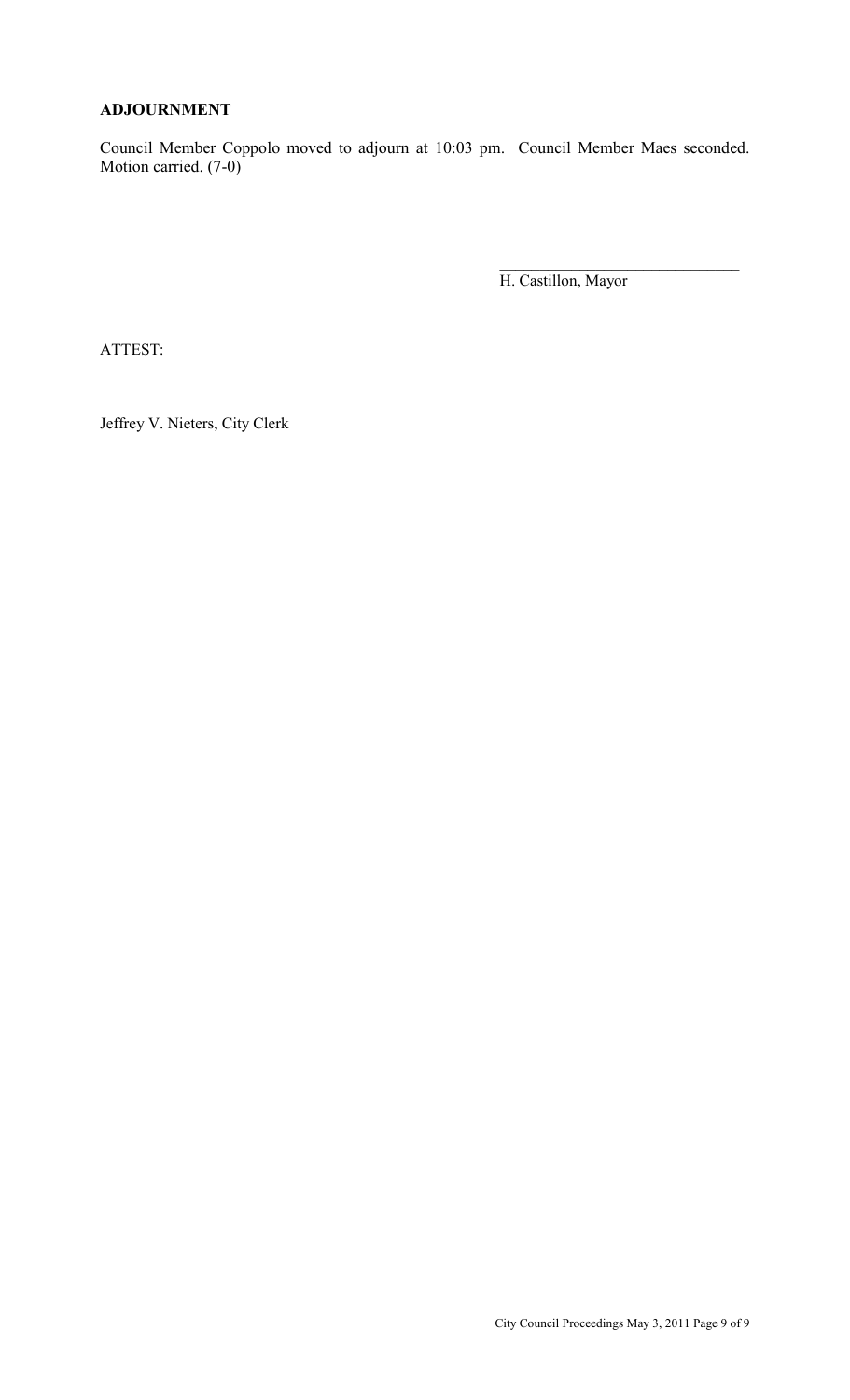**ADJOURNMENT**

Council Member Coppolo moved to adjourn at 10:03 pm. Council Member Maes seconded. Motion carried. (7-0)

\_\_\_\_\_\_\_\_\_\_\_\_\_\_\_\_\_\_\_\_\_\_\_\_\_\_\_\_\_\_
H. Castillon, Mayor

ATTEST:

\_\_\_\_\_\_\_\_\_\_\_\_\_\_\_\_\_\_\_\_\_\_\_\_\_\_\_\_\_\_
Jeffrey V. Nieters, City Clerk